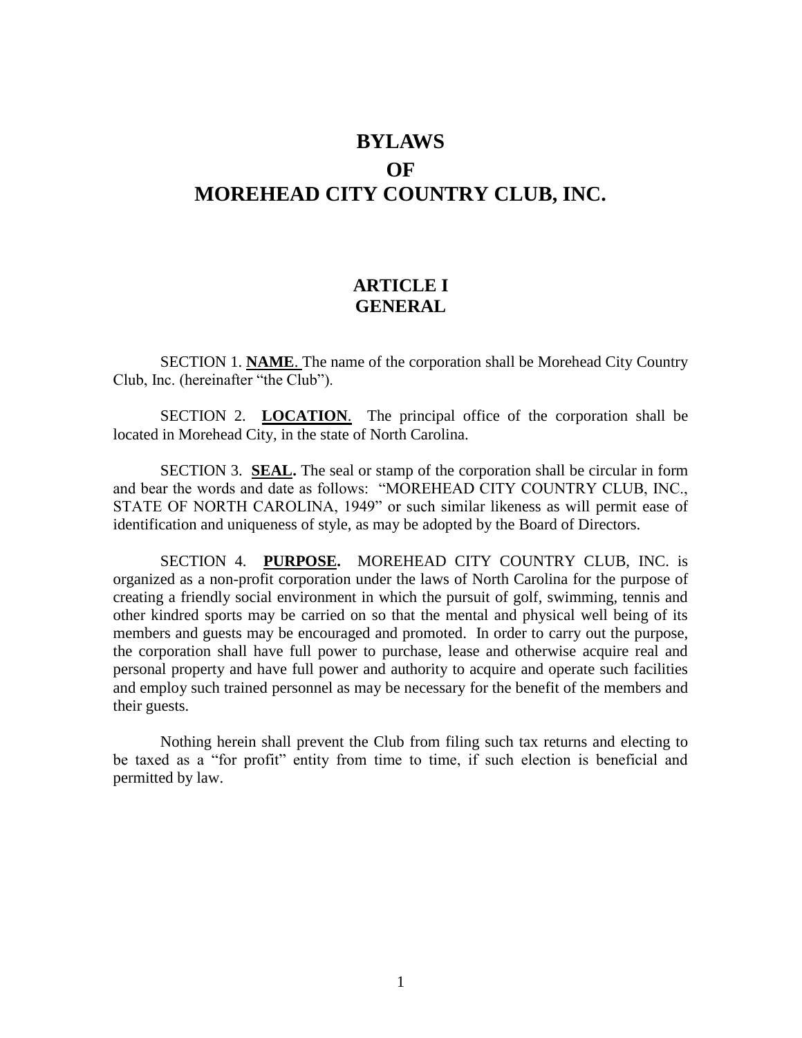# BYLAWS
# OF
# MOREHEAD CITY COUNTRY CLUB, INC.

## ARTICLE I
## GENERAL

SECTION 1. **NAME**. The name of the corporation shall be Morehead City Country Club, Inc. (hereinafter "the Club").

SECTION 2. **LOCATION**. The principal office of the corporation shall be located in Morehead City, in the state of North Carolina.

SECTION 3. **SEAL.** The seal or stamp of the corporation shall be circular in form and bear the words and date as follows: "MOREHEAD CITY COUNTRY CLUB, INC., STATE OF NORTH CAROLINA, 1949" or such similar likeness as will permit ease of identification and uniqueness of style, as may be adopted by the Board of Directors.

SECTION 4. **PURPOSE.** MOREHEAD CITY COUNTRY CLUB, INC. is organized as a non-profit corporation under the laws of North Carolina for the purpose of creating a friendly social environment in which the pursuit of golf, swimming, tennis and other kindred sports may be carried on so that the mental and physical well being of its members and guests may be encouraged and promoted. In order to carry out the purpose, the corporation shall have full power to purchase, lease and otherwise acquire real and personal property and have full power and authority to acquire and operate such facilities and employ such trained personnel as may be necessary for the benefit of the members and their guests.

Nothing herein shall prevent the Club from filing such tax returns and electing to be taxed as a "for profit" entity from time to time, if such election is beneficial and permitted by law.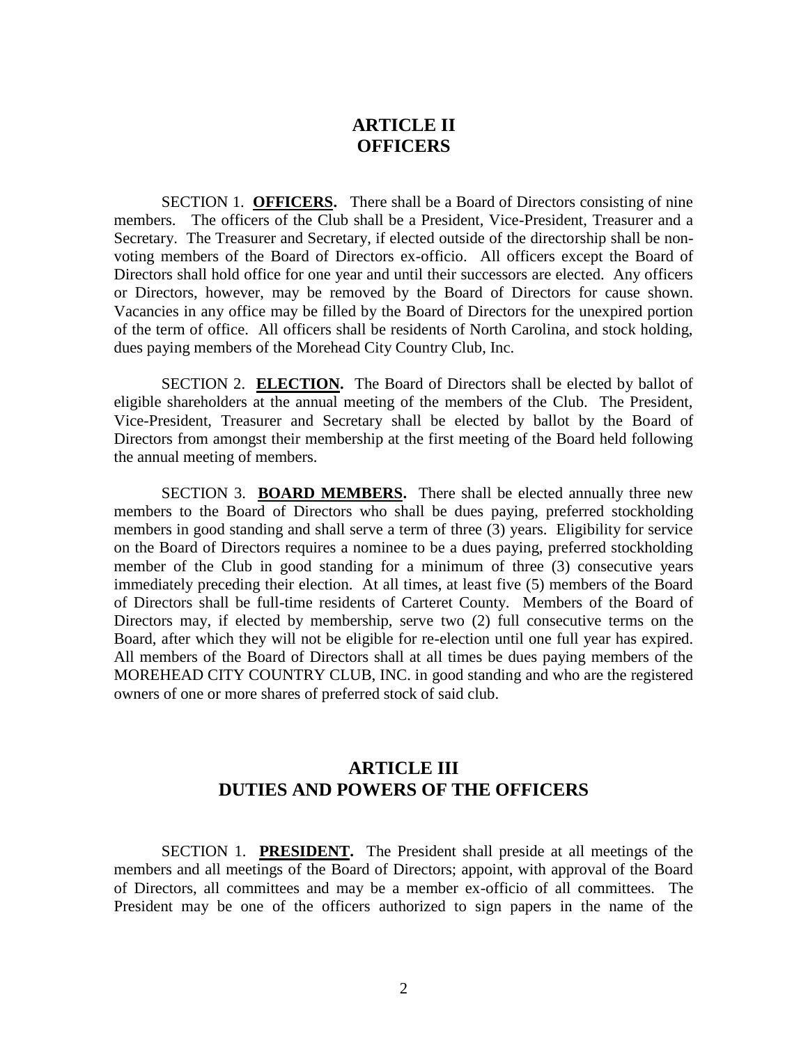## ARTICLE II
## OFFICERS

SECTION 1. **OFFICERS.** There shall be a Board of Directors consisting of nine members. The officers of the Club shall be a President, Vice-President, Treasurer and a Secretary. The Treasurer and Secretary, if elected outside of the directorship shall be non-voting members of the Board of Directors ex-officio. All officers except the Board of Directors shall hold office for one year and until their successors are elected. Any officers or Directors, however, may be removed by the Board of Directors for cause shown. Vacancies in any office may be filled by the Board of Directors for the unexpired portion of the term of office. All officers shall be residents of North Carolina, and stock holding, dues paying members of the Morehead City Country Club, Inc.

SECTION 2. **ELECTION.** The Board of Directors shall be elected by ballot of eligible shareholders at the annual meeting of the members of the Club. The President, Vice-President, Treasurer and Secretary shall be elected by ballot by the Board of Directors from amongst their membership at the first meeting of the Board held following the annual meeting of members.

SECTION 3. **BOARD MEMBERS.** There shall be elected annually three new members to the Board of Directors who shall be dues paying, preferred stockholding members in good standing and shall serve a term of three (3) years. Eligibility for service on the Board of Directors requires a nominee to be a dues paying, preferred stockholding member of the Club in good standing for a minimum of three (3) consecutive years immediately preceding their election. At all times, at least five (5) members of the Board of Directors shall be full-time residents of Carteret County. Members of the Board of Directors may, if elected by membership, serve two (2) full consecutive terms on the Board, after which they will not be eligible for re-election until one full year has expired. All members of the Board of Directors shall at all times be dues paying members of the MOREHEAD CITY COUNTRY CLUB, INC. in good standing and who are the registered owners of one or more shares of preferred stock of said club.

## ARTICLE III
## DUTIES AND POWERS OF THE OFFICERS

SECTION 1. **PRESIDENT.** The President shall preside at all meetings of the members and all meetings of the Board of Directors; appoint, with approval of the Board of Directors, all committees and may be a member ex-officio of all committees. The President may be one of the officers authorized to sign papers in the name of the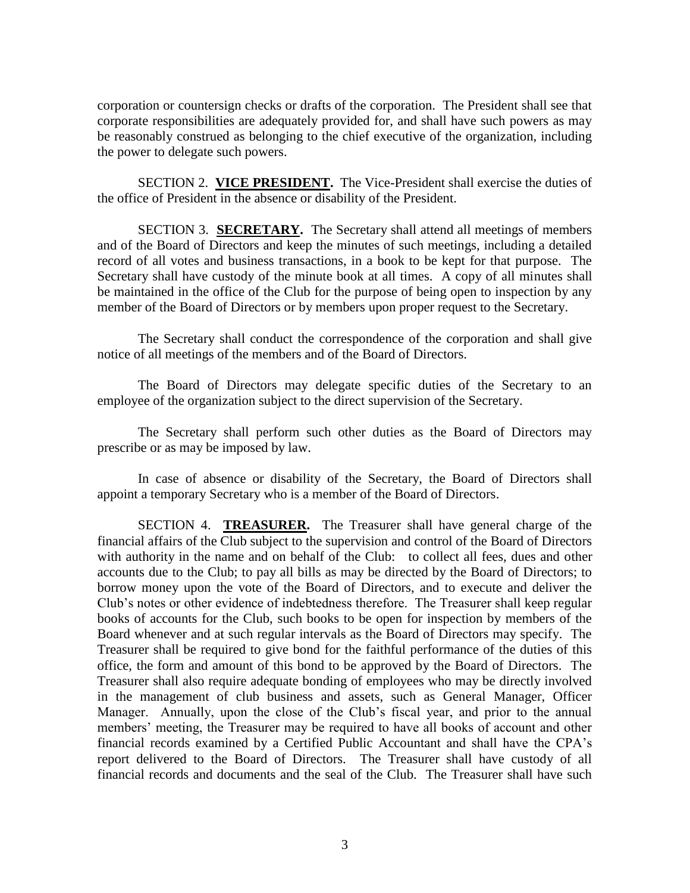corporation or countersign checks or drafts of the corporation. The President shall see that corporate responsibilities are adequately provided for, and shall have such powers as may be reasonably construed as belonging to the chief executive of the organization, including the power to delegate such powers.

SECTION 2. **VICE PRESIDENT.** The Vice-President shall exercise the duties of the office of President in the absence or disability of the President.

SECTION 3. **SECRETARY.** The Secretary shall attend all meetings of members and of the Board of Directors and keep the minutes of such meetings, including a detailed record of all votes and business transactions, in a book to be kept for that purpose. The Secretary shall have custody of the minute book at all times. A copy of all minutes shall be maintained in the office of the Club for the purpose of being open to inspection by any member of the Board of Directors or by members upon proper request to the Secretary.

The Secretary shall conduct the correspondence of the corporation and shall give notice of all meetings of the members and of the Board of Directors.

The Board of Directors may delegate specific duties of the Secretary to an employee of the organization subject to the direct supervision of the Secretary.

The Secretary shall perform such other duties as the Board of Directors may prescribe or as may be imposed by law.

In case of absence or disability of the Secretary, the Board of Directors shall appoint a temporary Secretary who is a member of the Board of Directors.

SECTION 4. **TREASURER.** The Treasurer shall have general charge of the financial affairs of the Club subject to the supervision and control of the Board of Directors with authority in the name and on behalf of the Club: to collect all fees, dues and other accounts due to the Club; to pay all bills as may be directed by the Board of Directors; to borrow money upon the vote of the Board of Directors, and to execute and deliver the Club's notes or other evidence of indebtedness therefore. The Treasurer shall keep regular books of accounts for the Club, such books to be open for inspection by members of the Board whenever and at such regular intervals as the Board of Directors may specify. The Treasurer shall be required to give bond for the faithful performance of the duties of this office, the form and amount of this bond to be approved by the Board of Directors. The Treasurer shall also require adequate bonding of employees who may be directly involved in the management of club business and assets, such as General Manager, Officer Manager. Annually, upon the close of the Club's fiscal year, and prior to the annual members' meeting, the Treasurer may be required to have all books of account and other financial records examined by a Certified Public Accountant and shall have the CPA's report delivered to the Board of Directors. The Treasurer shall have custody of all financial records and documents and the seal of the Club. The Treasurer shall have such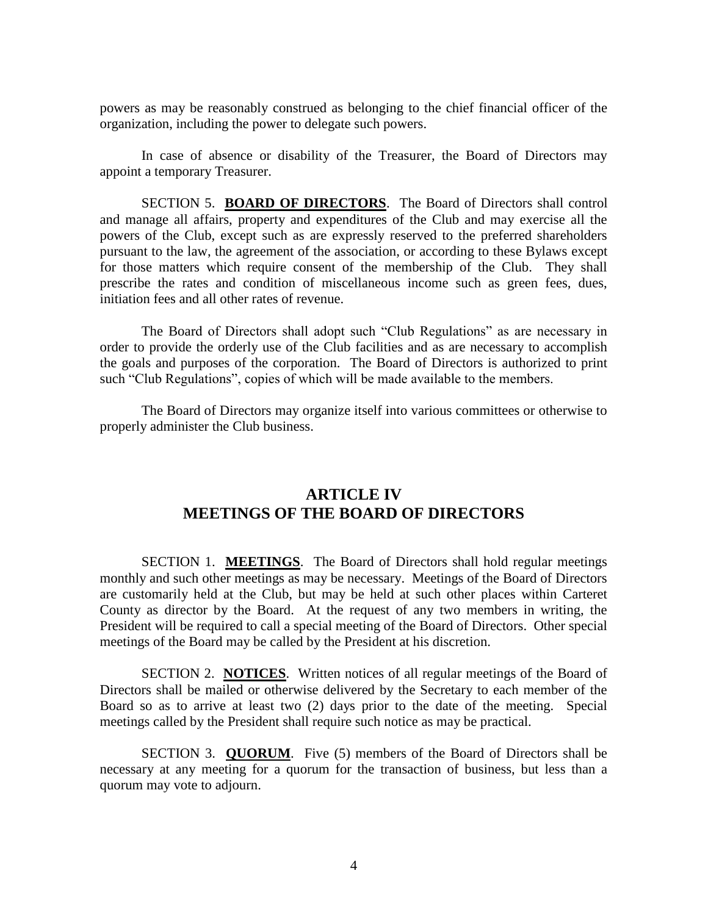powers as may be reasonably construed as belonging to the chief financial officer of the organization, including the power to delegate such powers.

In case of absence or disability of the Treasurer, the Board of Directors may appoint a temporary Treasurer.

SECTION 5. **BOARD OF DIRECTORS**. The Board of Directors shall control and manage all affairs, property and expenditures of the Club and may exercise all the powers of the Club, except such as are expressly reserved to the preferred shareholders pursuant to the law, the agreement of the association, or according to these Bylaws except for those matters which require consent of the membership of the Club. They shall prescribe the rates and condition of miscellaneous income such as green fees, dues, initiation fees and all other rates of revenue.

The Board of Directors shall adopt such "Club Regulations" as are necessary in order to provide the orderly use of the Club facilities and as are necessary to accomplish the goals and purposes of the corporation. The Board of Directors is authorized to print such "Club Regulations", copies of which will be made available to the members.

The Board of Directors may organize itself into various committees or otherwise to properly administer the Club business.

## ARTICLE IV
## MEETINGS OF THE BOARD OF DIRECTORS

SECTION 1. **MEETINGS**. The Board of Directors shall hold regular meetings monthly and such other meetings as may be necessary. Meetings of the Board of Directors are customarily held at the Club, but may be held at such other places within Carteret County as director by the Board. At the request of any two members in writing, the President will be required to call a special meeting of the Board of Directors. Other special meetings of the Board may be called by the President at his discretion.

SECTION 2. **NOTICES**. Written notices of all regular meetings of the Board of Directors shall be mailed or otherwise delivered by the Secretary to each member of the Board so as to arrive at least two (2) days prior to the date of the meeting. Special meetings called by the President shall require such notice as may be practical.

SECTION 3. **QUORUM**. Five (5) members of the Board of Directors shall be necessary at any meeting for a quorum for the transaction of business, but less than a quorum may vote to adjourn.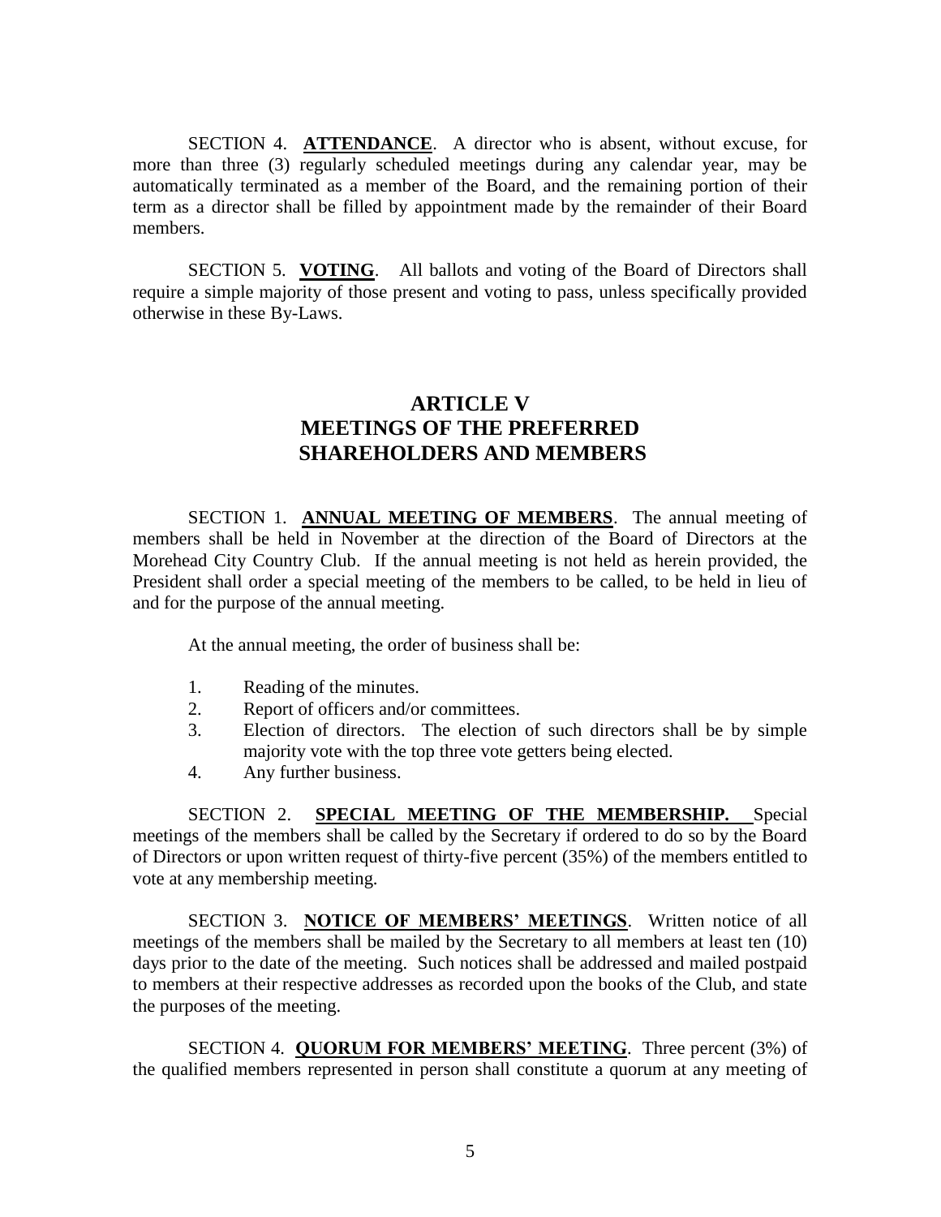SECTION 4. **ATTENDANCE**. A director who is absent, without excuse, for more than three (3) regularly scheduled meetings during any calendar year, may be automatically terminated as a member of the Board, and the remaining portion of their term as a director shall be filled by appointment made by the remainder of their Board members.

SECTION 5. **VOTING**. All ballots and voting of the Board of Directors shall require a simple majority of those present and voting to pass, unless specifically provided otherwise in these By-Laws.

## ARTICLE V
## MEETINGS OF THE PREFERRED SHAREHOLDERS AND MEMBERS

SECTION 1. **ANNUAL MEETING OF MEMBERS**. The annual meeting of members shall be held in November at the direction of the Board of Directors at the Morehead City Country Club. If the annual meeting is not held as herein provided, the President shall order a special meeting of the members to be called, to be held in lieu of and for the purpose of the annual meeting.

At the annual meeting, the order of business shall be:

1. Reading of the minutes.
2. Report of officers and/or committees.
3. Election of directors. The election of such directors shall be by simple majority vote with the top three vote getters being elected.
4. Any further business.

SECTION 2. **SPECIAL MEETING OF THE MEMBERSHIP.** Special meetings of the members shall be called by the Secretary if ordered to do so by the Board of Directors or upon written request of thirty-five percent (35%) of the members entitled to vote at any membership meeting.

SECTION 3. **NOTICE OF MEMBERS' MEETINGS**. Written notice of all meetings of the members shall be mailed by the Secretary to all members at least ten (10) days prior to the date of the meeting. Such notices shall be addressed and mailed postpaid to members at their respective addresses as recorded upon the books of the Club, and state the purposes of the meeting.

SECTION 4. **QUORUM FOR MEMBERS' MEETING**. Three percent (3%) of the qualified members represented in person shall constitute a quorum at any meeting of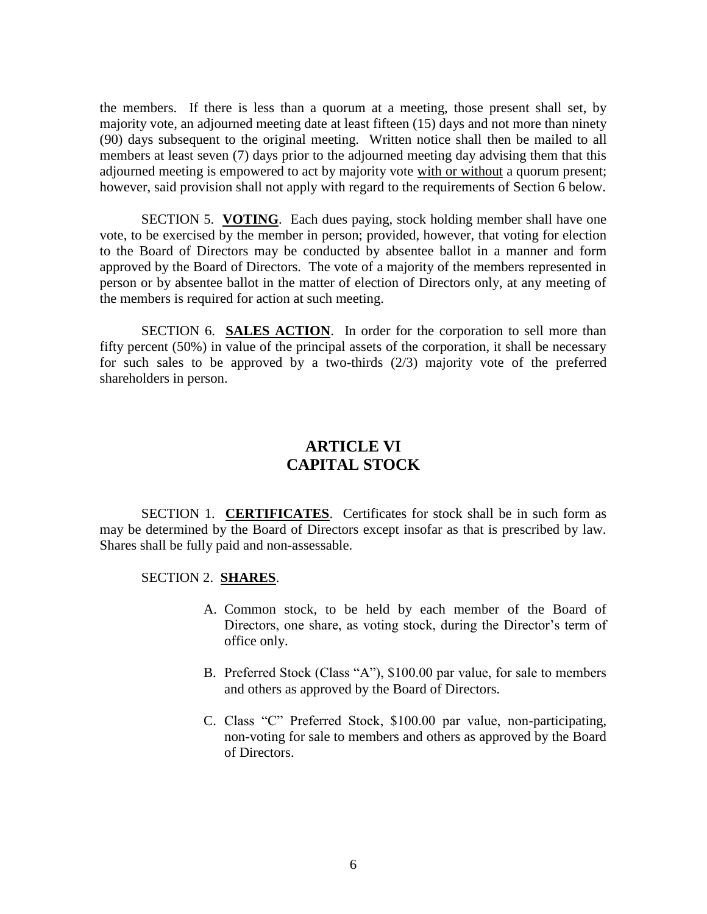the members. If there is less than a quorum at a meeting, those present shall set, by majority vote, an adjourned meeting date at least fifteen (15) days and not more than ninety (90) days subsequent to the original meeting. Written notice shall then be mailed to all members at least seven (7) days prior to the adjourned meeting day advising them that this adjourned meeting is empowered to act by majority vote <u>with or without</u> a quorum present; however, said provision shall not apply with regard to the requirements of Section 6 below.

SECTION 5. **<u>VOTING</u>**. Each dues paying, stock holding member shall have one vote, to be exercised by the member in person; provided, however, that voting for election to the Board of Directors may be conducted by absentee ballot in a manner and form approved by the Board of Directors. The vote of a majority of the members represented in person or by absentee ballot in the matter of election of Directors only, at any meeting of the members is required for action at such meeting.

SECTION 6. **<u>SALES ACTION</u>**. In order for the corporation to sell more than fifty percent (50%) in value of the principal assets of the corporation, it shall be necessary for such sales to be approved by a two-thirds (2/3) majority vote of the preferred shareholders in person.

## ARTICLE VI
## CAPITAL STOCK

SECTION 1. **<u>CERTIFICATES</u>**. Certificates for stock shall be in such form as may be determined by the Board of Directors except insofar as that is prescribed by law. Shares shall be fully paid and non-assessable.

SECTION 2. **<u>SHARES</u>**.

A. Common stock, to be held by each member of the Board of Directors, one share, as voting stock, during the Director's term of office only.

B. Preferred Stock (Class "A"), $100.00 par value, for sale to members and others as approved by the Board of Directors.

C. Class "C" Preferred Stock, $100.00 par value, non-participating, non-voting for sale to members and others as approved by the Board of Directors.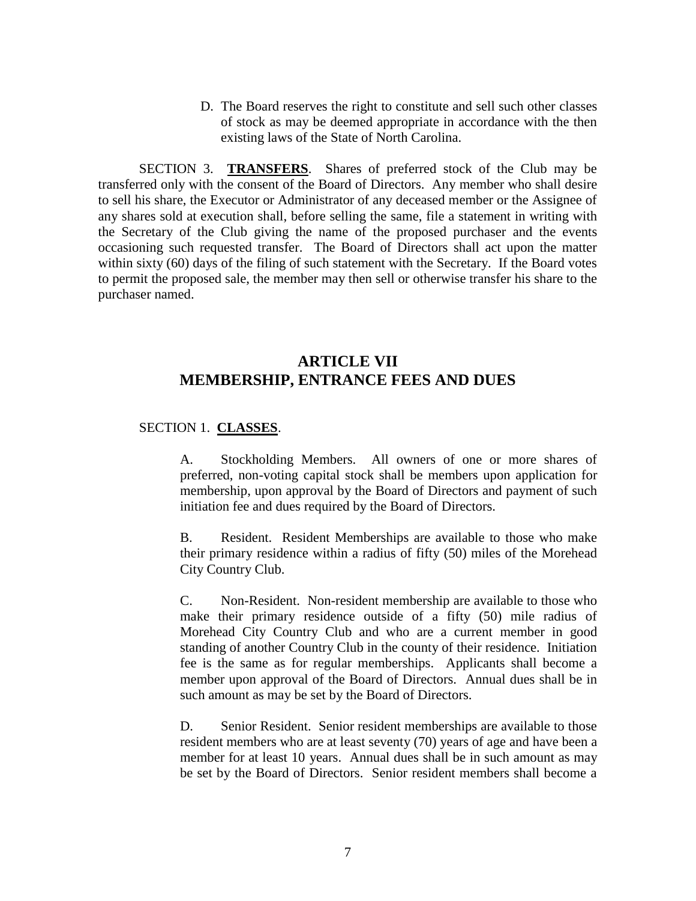D. The Board reserves the right to constitute and sell such other classes of stock as may be deemed appropriate in accordance with the then existing laws of the State of North Carolina.

SECTION 3. **TRANSFERS**. Shares of preferred stock of the Club may be transferred only with the consent of the Board of Directors. Any member who shall desire to sell his share, the Executor or Administrator of any deceased member or the Assignee of any shares sold at execution shall, before selling the same, file a statement in writing with the Secretary of the Club giving the name of the proposed purchaser and the events occasioning such requested transfer. The Board of Directors shall act upon the matter within sixty (60) days of the filing of such statement with the Secretary. If the Board votes to permit the proposed sale, the member may then sell or otherwise transfer his share to the purchaser named.

## ARTICLE VII
## MEMBERSHIP, ENTRANCE FEES AND DUES

SECTION 1. **CLASSES**.

A. Stockholding Members. All owners of one or more shares of preferred, non-voting capital stock shall be members upon application for membership, upon approval by the Board of Directors and payment of such initiation fee and dues required by the Board of Directors.

B. Resident. Resident Memberships are available to those who make their primary residence within a radius of fifty (50) miles of the Morehead City Country Club.

C. Non-Resident. Non-resident membership are available to those who make their primary residence outside of a fifty (50) mile radius of Morehead City Country Club and who are a current member in good standing of another Country Club in the county of their residence. Initiation fee is the same as for regular memberships. Applicants shall become a member upon approval of the Board of Directors. Annual dues shall be in such amount as may be set by the Board of Directors.

D. Senior Resident. Senior resident memberships are available to those resident members who are at least seventy (70) years of age and have been a member for at least 10 years. Annual dues shall be in such amount as may be set by the Board of Directors. Senior resident members shall become a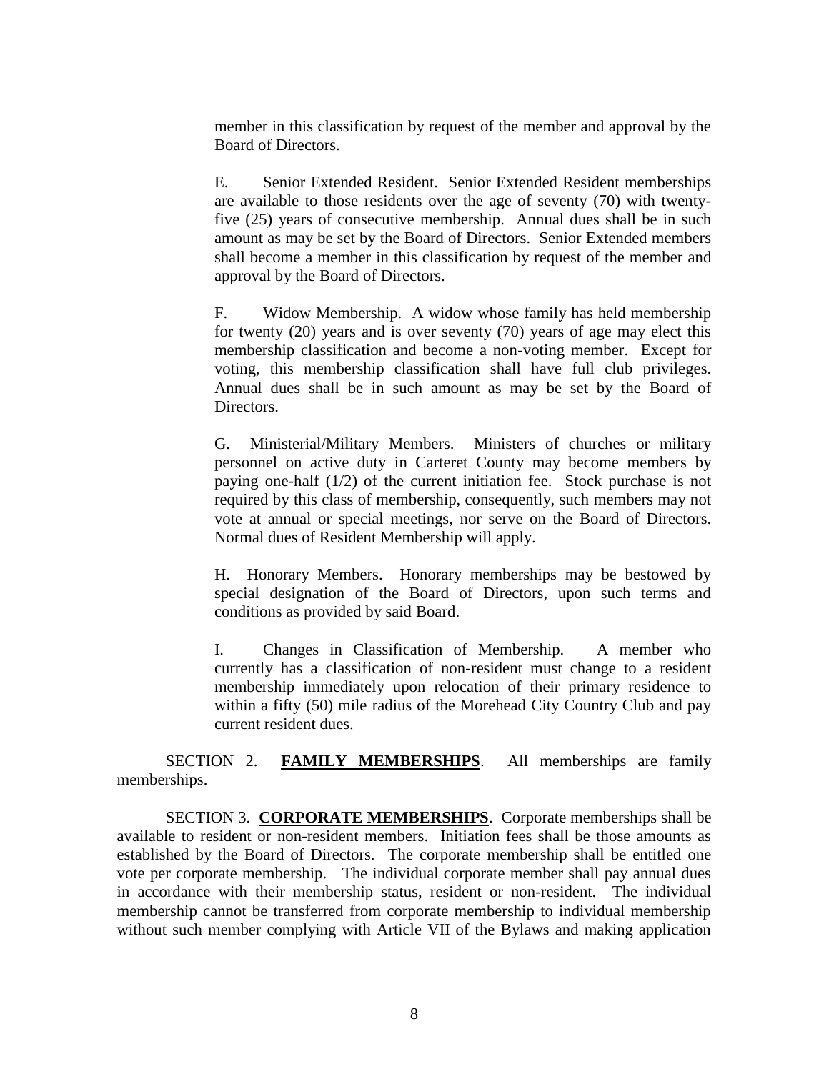member in this classification by request of the member and approval by the Board of Directors.

E. Senior Extended Resident. Senior Extended Resident memberships are available to those residents over the age of seventy (70) with twenty-five (25) years of consecutive membership. Annual dues shall be in such amount as may be set by the Board of Directors. Senior Extended members shall become a member in this classification by request of the member and approval by the Board of Directors.

F. Widow Membership. A widow whose family has held membership for twenty (20) years and is over seventy (70) years of age may elect this membership classification and become a non-voting member. Except for voting, this membership classification shall have full club privileges. Annual dues shall be in such amount as may be set by the Board of Directors.

G. Ministerial/Military Members. Ministers of churches or military personnel on active duty in Carteret County may become members by paying one-half (1/2) of the current initiation fee. Stock purchase is not required by this class of membership, consequently, such members may not vote at annual or special meetings, nor serve on the Board of Directors. Normal dues of Resident Membership will apply.

H. Honorary Members. Honorary memberships may be bestowed by special designation of the Board of Directors, upon such terms and conditions as provided by said Board.

I. Changes in Classification of Membership. A member who currently has a classification of non-resident must change to a resident membership immediately upon relocation of their primary residence to within a fifty (50) mile radius of the Morehead City Country Club and pay current resident dues.

SECTION 2. **FAMILY MEMBERSHIPS**. All memberships are family memberships.

SECTION 3. **CORPORATE MEMBERSHIPS**. Corporate memberships shall be available to resident or non-resident members. Initiation fees shall be those amounts as established by the Board of Directors. The corporate membership shall be entitled one vote per corporate membership. The individual corporate member shall pay annual dues in accordance with their membership status, resident or non-resident. The individual membership cannot be transferred from corporate membership to individual membership without such member complying with Article VII of the Bylaws and making application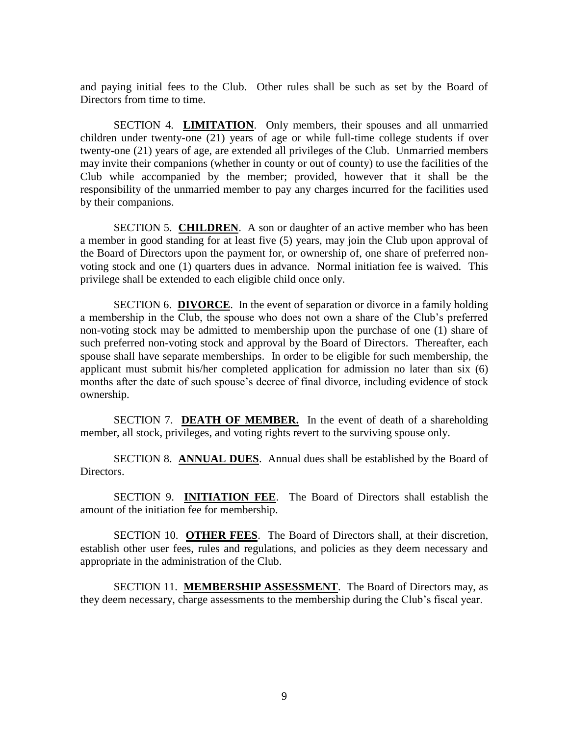and paying initial fees to the Club. Other rules shall be such as set by the Board of Directors from time to time.

SECTION 4. **LIMITATION**. Only members, their spouses and all unmarried children under twenty-one (21) years of age or while full-time college students if over twenty-one (21) years of age, are extended all privileges of the Club. Unmarried members may invite their companions (whether in county or out of county) to use the facilities of the Club while accompanied by the member; provided, however that it shall be the responsibility of the unmarried member to pay any charges incurred for the facilities used by their companions.

SECTION 5. **CHILDREN**. A son or daughter of an active member who has been a member in good standing for at least five (5) years, may join the Club upon approval of the Board of Directors upon the payment for, or ownership of, one share of preferred non-voting stock and one (1) quarters dues in advance. Normal initiation fee is waived. This privilege shall be extended to each eligible child once only.

SECTION 6. **DIVORCE**. In the event of separation or divorce in a family holding a membership in the Club, the spouse who does not own a share of the Club's preferred non-voting stock may be admitted to membership upon the purchase of one (1) share of such preferred non-voting stock and approval by the Board of Directors. Thereafter, each spouse shall have separate memberships. In order to be eligible for such membership, the applicant must submit his/her completed application for admission no later than six (6) months after the date of such spouse's decree of final divorce, including evidence of stock ownership.

SECTION 7. **DEATH OF MEMBER.** In the event of death of a shareholding member, all stock, privileges, and voting rights revert to the surviving spouse only.

SECTION 8. **ANNUAL DUES**. Annual dues shall be established by the Board of Directors.

SECTION 9. **INITIATION FEE**. The Board of Directors shall establish the amount of the initiation fee for membership.

SECTION 10. **OTHER FEES**. The Board of Directors shall, at their discretion, establish other user fees, rules and regulations, and policies as they deem necessary and appropriate in the administration of the Club.

SECTION 11. **MEMBERSHIP ASSESSMENT**. The Board of Directors may, as they deem necessary, charge assessments to the membership during the Club's fiscal year.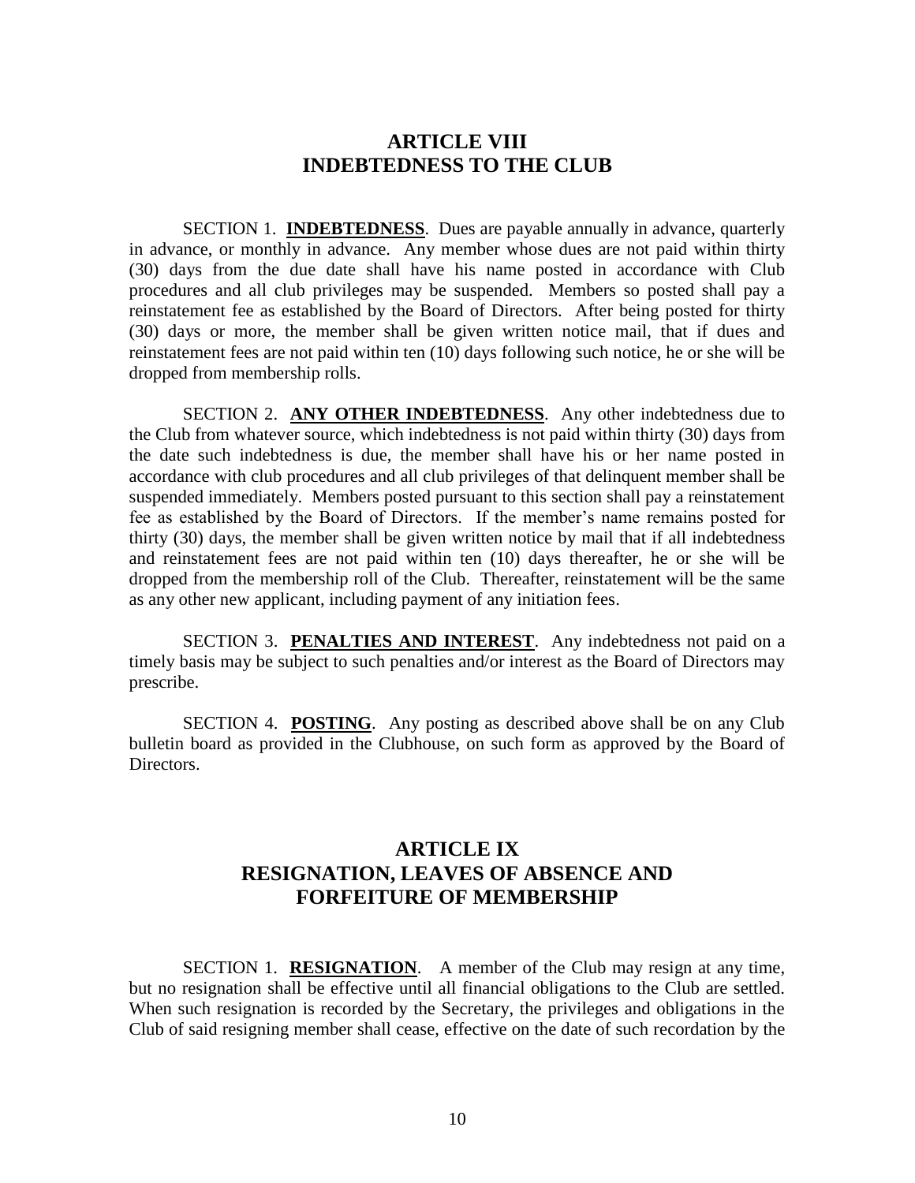## ARTICLE VIII
## INDEBTEDNESS TO THE CLUB

SECTION 1. **INDEBTEDNESS**. Dues are payable annually in advance, quarterly in advance, or monthly in advance. Any member whose dues are not paid within thirty (30) days from the due date shall have his name posted in accordance with Club procedures and all club privileges may be suspended. Members so posted shall pay a reinstatement fee as established by the Board of Directors. After being posted for thirty (30) days or more, the member shall be given written notice mail, that if dues and reinstatement fees are not paid within ten (10) days following such notice, he or she will be dropped from membership rolls.

SECTION 2. **ANY OTHER INDEBTEDNESS**. Any other indebtedness due to the Club from whatever source, which indebtedness is not paid within thirty (30) days from the date such indebtedness is due, the member shall have his or her name posted in accordance with club procedures and all club privileges of that delinquent member shall be suspended immediately. Members posted pursuant to this section shall pay a reinstatement fee as established by the Board of Directors. If the member's name remains posted for thirty (30) days, the member shall be given written notice by mail that if all indebtedness and reinstatement fees are not paid within ten (10) days thereafter, he or she will be dropped from the membership roll of the Club. Thereafter, reinstatement will be the same as any other new applicant, including payment of any initiation fees.

SECTION 3. **PENALTIES AND INTEREST**. Any indebtedness not paid on a timely basis may be subject to such penalties and/or interest as the Board of Directors may prescribe.

SECTION 4. **POSTING**. Any posting as described above shall be on any Club bulletin board as provided in the Clubhouse, on such form as approved by the Board of Directors.

## ARTICLE IX
## RESIGNATION, LEAVES OF ABSENCE AND FORFEITURE OF MEMBERSHIP

SECTION 1. **RESIGNATION**. A member of the Club may resign at any time, but no resignation shall be effective until all financial obligations to the Club are settled. When such resignation is recorded by the Secretary, the privileges and obligations in the Club of said resigning member shall cease, effective on the date of such recordation by the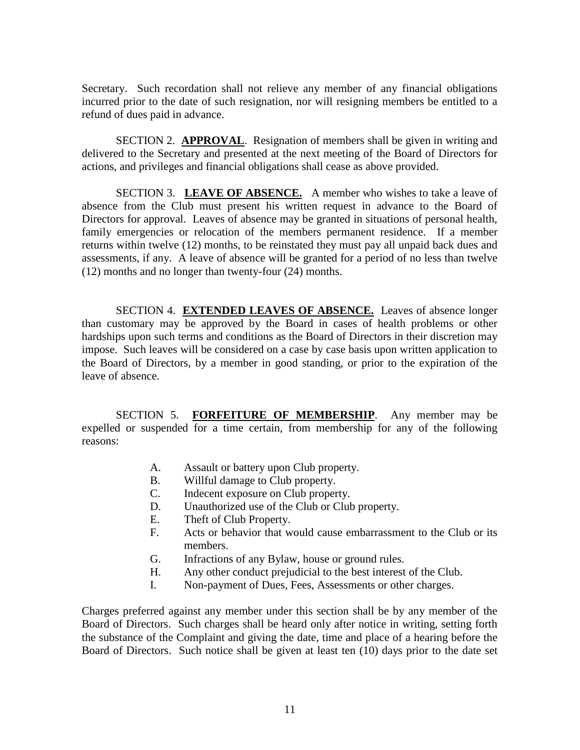Secretary. Such recordation shall not relieve any member of any financial obligations incurred prior to the date of such resignation, nor will resigning members be entitled to a refund of dues paid in advance.

SECTION 2. **APPROVAL**. Resignation of members shall be given in writing and delivered to the Secretary and presented at the next meeting of the Board of Directors for actions, and privileges and financial obligations shall cease as above provided.

SECTION 3. **LEAVE OF ABSENCE.** A member who wishes to take a leave of absence from the Club must present his written request in advance to the Board of Directors for approval. Leaves of absence may be granted in situations of personal health, family emergencies or relocation of the members permanent residence. If a member returns within twelve (12) months, to be reinstated they must pay all unpaid back dues and assessments, if any. A leave of absence will be granted for a period of no less than twelve (12) months and no longer than twenty-four (24) months.

SECTION 4. **EXTENDED LEAVES OF ABSENCE.** Leaves of absence longer than customary may be approved by the Board in cases of health problems or other hardships upon such terms and conditions as the Board of Directors in their discretion may impose. Such leaves will be considered on a case by case basis upon written application to the Board of Directors, by a member in good standing, or prior to the expiration of the leave of absence.

SECTION 5. **FORFEITURE OF MEMBERSHIP**. Any member may be expelled or suspended for a time certain, from membership for any of the following reasons:

A. Assault or battery upon Club property.
B. Willful damage to Club property.
C. Indecent exposure on Club property.
D. Unauthorized use of the Club or Club property.
E. Theft of Club Property.
F. Acts or behavior that would cause embarrassment to the Club or its members.
G. Infractions of any Bylaw, house or ground rules.
H. Any other conduct prejudicial to the best interest of the Club.
I. Non-payment of Dues, Fees, Assessments or other charges.

Charges preferred against any member under this section shall be by any member of the Board of Directors. Such charges shall be heard only after notice in writing, setting forth the substance of the Complaint and giving the date, time and place of a hearing before the Board of Directors. Such notice shall be given at least ten (10) days prior to the date set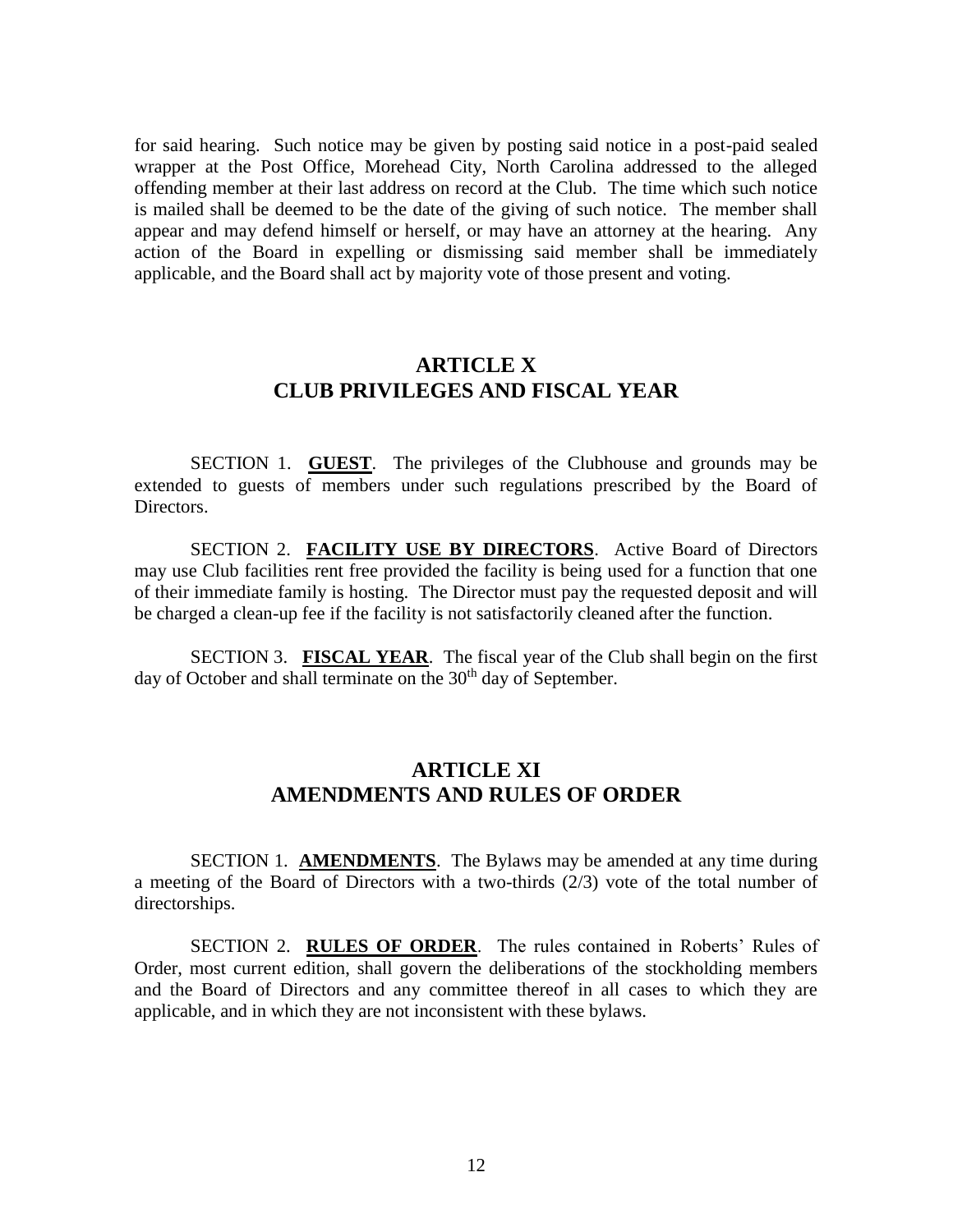for said hearing. Such notice may be given by posting said notice in a post-paid sealed wrapper at the Post Office, Morehead City, North Carolina addressed to the alleged offending member at their last address on record at the Club. The time which such notice is mailed shall be deemed to be the date of the giving of such notice. The member shall appear and may defend himself or herself, or may have an attorney at the hearing. Any action of the Board in expelling or dismissing said member shall be immediately applicable, and the Board shall act by majority vote of those present and voting.

## ARTICLE X
## CLUB PRIVILEGES AND FISCAL YEAR

SECTION 1. **GUEST**. The privileges of the Clubhouse and grounds may be extended to guests of members under such regulations prescribed by the Board of Directors.

SECTION 2. **FACILITY USE BY DIRECTORS**. Active Board of Directors may use Club facilities rent free provided the facility is being used for a function that one of their immediate family is hosting. The Director must pay the requested deposit and will be charged a clean-up fee if the facility is not satisfactorily cleaned after the function.

SECTION 3. **FISCAL YEAR**. The fiscal year of the Club shall begin on the first day of October and shall terminate on the 30th day of September.

## ARTICLE XI
## AMENDMENTS AND RULES OF ORDER

SECTION 1. **AMENDMENTS**. The Bylaws may be amended at any time during a meeting of the Board of Directors with a two-thirds (2/3) vote of the total number of directorships.

SECTION 2. **RULES OF ORDER**. The rules contained in Roberts' Rules of Order, most current edition, shall govern the deliberations of the stockholding members and the Board of Directors and any committee thereof in all cases to which they are applicable, and in which they are not inconsistent with these bylaws.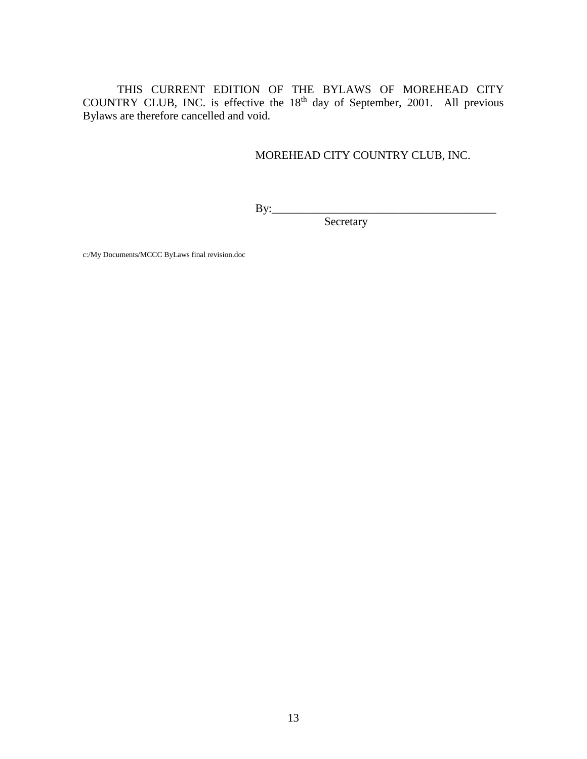THIS CURRENT EDITION OF THE BYLAWS OF MOREHEAD CITY COUNTRY CLUB, INC. is effective the 18th day of September, 2001. All previous Bylaws are therefore cancelled and void.

MOREHEAD CITY COUNTRY CLUB, INC.

By:________________________________________
Secretary

c:/My Documents/MCCC ByLaws final revision.doc